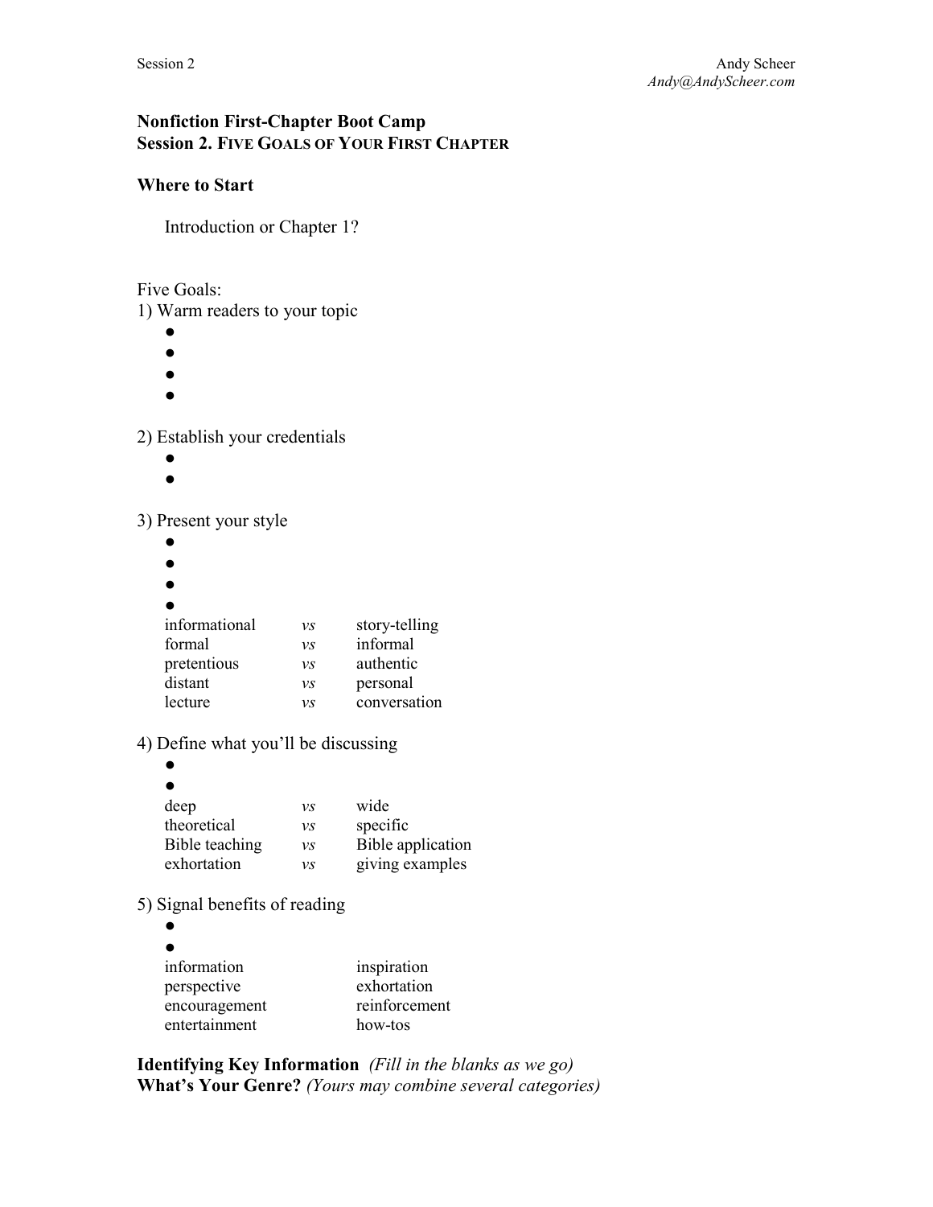# Nonfiction First-Chapter Boot Camp
## Session 2. Five Goals of Your First Chapter

### Where to Start

Introduction or Chapter 1?

Five Goals:

1) Warm readers to your topic
- 
- 
- 
- 

2) Establish your credentials
- 
- 

3) Present your style
- 
- 
- 
- 

| | | |
|---|---|---|
| informational | *vs* | story-telling |
| formal | *vs* | informal |
| pretentious | *vs* | authentic |
| distant | *vs* | personal |
| lecture | *vs* | conversation |

4) Define what you'll be discussing
- 
- 

| | | |
|---|---|---|
| deep | *vs* | wide |
| theoretical | *vs* | specific |
| Bible teaching | *vs* | Bible application |
| exhortation | *vs* | giving examples |

5) Signal benefits of reading
- 
- 

| | |
|---|---|
| information | inspiration |
| perspective | exhortation |
| encouragement | reinforcement |
| entertainment | how-tos |

**Identifying Key Information** *(Fill in the blanks as we go)*

**What's Your Genre?** *(Yours may combine several categories)*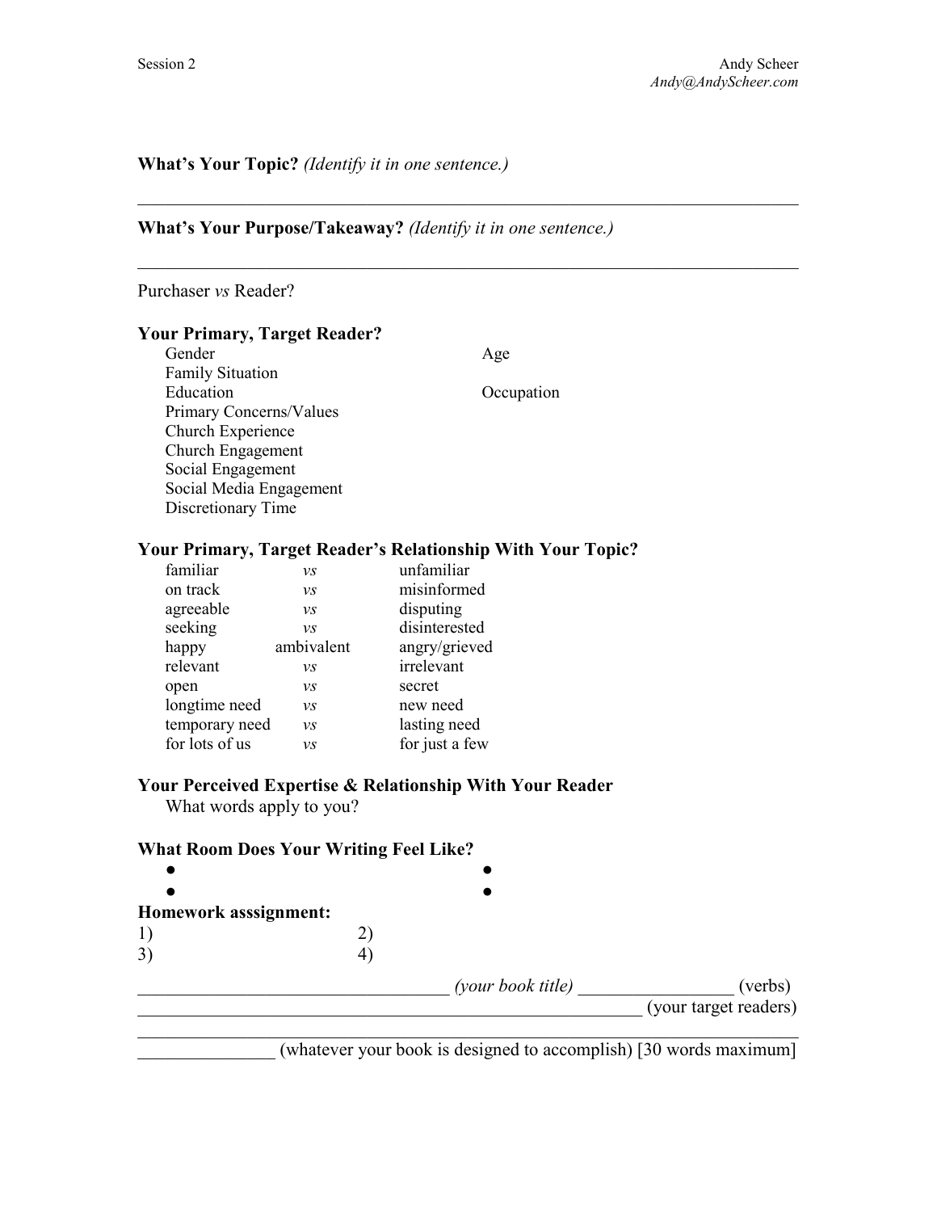**What's Your Topic?** *(Identify it in one sentence.)*

______________________________________________________________________

**What's Your Purpose/Takeaway?** *(Identify it in one sentence.)*

______________________________________________________________________

Purchaser *vs* Reader?

**Your Primary, Target Reader?**

| | |
|---|---|
| Gender | Age |
| Family Situation | |
| Education | Occupation |
| Primary Concerns/Values | |
| Church Experience | |
| Church Engagement | |
| Social Engagement | |
| Social Media Engagement | |
| Discretionary Time | |

**Your Primary, Target Reader's Relationship With Your Topic?**

| | | |
|---|---|---|
| familiar | *vs* | unfamiliar |
| on track | *vs* | misinformed |
| agreeable | *vs* | disputing |
| seeking | *vs* | disinterested |
| happy | ambivalent | angry/grieved |
| relevant | *vs* | irrelevant |
| open | *vs* | secret |
| longtime need | *vs* | new need |
| temporary need | *vs* | lasting need |
| for lots of us | *vs* | for just a few |

**Your Perceived Expertise & Relationship With Your Reader**

What words apply to you?

**What Room Does Your Writing Feel Like?**

- 
- 
- 
- 

**Homework asssignment:**

1) 2)

3) 4)

__________________________________ *(your book title)* ________________ (verbs)

_______________________________________________________ (your target readers)

______________________________________________________________________

______________ (whatever your book is designed to accomplish) [30 words maximum]